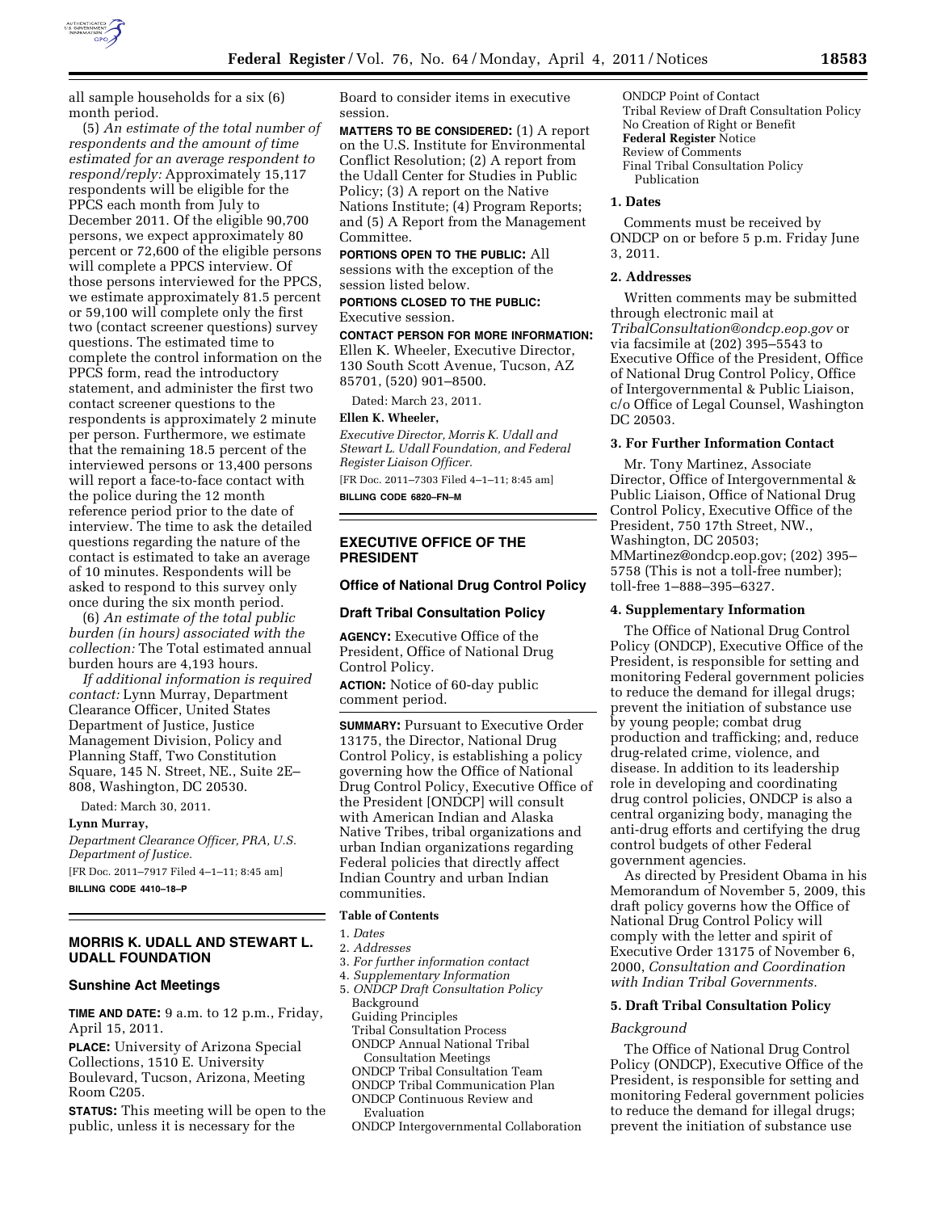all sample households for a six (6) month period.

(5) *An estimate of the total number of respondents and the amount of time estimated for an average respondent to respond/reply:* Approximately 15,117 respondents will be eligible for the PPCS each month from July to December 2011. Of the eligible 90,700 persons, we expect approximately 80 percent or 72,600 of the eligible persons will complete a PPCS interview. Of those persons interviewed for the PPCS, we estimate approximately 81.5 percent or 59,100 will complete only the first two (contact screener questions) survey questions. The estimated time to complete the control information on the PPCS form, read the introductory statement, and administer the first two contact screener questions to the respondents is approximately 2 minute per person. Furthermore, we estimate that the remaining 18.5 percent of the interviewed persons or 13,400 persons will report a face-to-face contact with the police during the 12 month reference period prior to the date of interview. The time to ask the detailed questions regarding the nature of the contact is estimated to take an average of 10 minutes. Respondents will be asked to respond to this survey only once during the six month period.

(6) *An estimate of the total public burden (in hours) associated with the collection:* The Total estimated annual burden hours are 4,193 hours.

*If additional information is required contact:* Lynn Murray, Department Clearance Officer, United States Department of Justice, Justice Management Division, Policy and Planning Staff, Two Constitution Square, 145 N. Street, NE., Suite 2E–808, Washington, DC 20530.

Dated: March 30, 2011.

**Lynn Murray,**

*Department Clearance Officer, PRA, U.S. Department of Justice.*

[FR Doc. 2011–7917 Filed 4–1–11; 8:45 am]

**BILLING CODE 4410–18–P**

## MORRIS K. UDALL AND STEWART L. UDALL FOUNDATION

### Sunshine Act Meetings

**TIME AND DATE:** 9 a.m. to 12 p.m., Friday, April 15, 2011.

**PLACE:** University of Arizona Special Collections, 1510 E. University Boulevard, Tucson, Arizona, Meeting Room C205.

**STATUS:** This meeting will be open to the public, unless it is necessary for the Board to consider items in executive session.

**MATTERS TO BE CONSIDERED:** (1) A report on the U.S. Institute for Environmental Conflict Resolution; (2) A report from the Udall Center for Studies in Public Policy; (3) A report on the Native Nations Institute; (4) Program Reports; and (5) A Report from the Management Committee.

**PORTIONS OPEN TO THE PUBLIC:** All sessions with the exception of the session listed below.

**PORTIONS CLOSED TO THE PUBLIC:** Executive session.

**CONTACT PERSON FOR MORE INFORMATION:** Ellen K. Wheeler, Executive Director, 130 South Scott Avenue, Tucson, AZ 85701, (520) 901–8500.

Dated: March 23, 2011.

**Ellen K. Wheeler,**

*Executive Director, Morris K. Udall and Stewart L. Udall Foundation, and Federal Register Liaison Officer.*

[FR Doc. 2011–7303 Filed 4–1–11; 8:45 am]

**BILLING CODE 6820–FN–M**

## EXECUTIVE OFFICE OF THE PRESIDENT

### Office of National Drug Control Policy

### Draft Tribal Consultation Policy

**AGENCY:** Executive Office of the President, Office of National Drug Control Policy.

**ACTION:** Notice of 60-day public comment period.

**SUMMARY:** Pursuant to Executive Order 13175, the Director, National Drug Control Policy, is establishing a policy governing how the Office of National Drug Control Policy, Executive Office of the President [ONDCP] will consult with American Indian and Alaska Native Tribes, tribal organizations and urban Indian organizations regarding Federal policies that directly affect Indian Country and urban Indian communities.

**Table of Contents**

1. *Dates*
2. *Addresses*
3. *For further information contact*
4. *Supplementary Information*
5. *ONDCP Draft Consultation Policy*
   Background
   Guiding Principles
   Tribal Consultation Process
   ONDCP Annual National Tribal Consultation Meetings
   ONDCP Tribal Consultation Team
   ONDCP Tribal Communication Plan
   ONDCP Continuous Review and Evaluation
   ONDCP Intergovernmental Collaboration
   ONDCP Point of Contact
   Tribal Review of Draft Consultation Policy
   No Creation of Right or Benefit
   **Federal Register** Notice
   Review of Comments
   Final Tribal Consultation Policy Publication

### 1. Dates

Comments must be received by ONDCP on or before 5 p.m. Friday June 3, 2011.

### 2. Addresses

Written comments may be submitted through electronic mail at *TribalConsultation@ondcp.eop.gov* or via facsimile at (202) 395–5543 to Executive Office of the President, Office of National Drug Control Policy, Office of Intergovernmental & Public Liaison, c/o Office of Legal Counsel, Washington DC 20503.

### 3. For Further Information Contact

Mr. Tony Martinez, Associate Director, Office of Intergovernmental & Public Liaison, Office of National Drug Control Policy, Executive Office of the President, 750 17th Street, NW., Washington, DC 20503; MMartinez@ondcp.eop.gov; (202) 395–5758 (This is not a toll-free number); toll-free 1–888–395–6327.

### 4. Supplementary Information

The Office of National Drug Control Policy (ONDCP), Executive Office of the President, is responsible for setting and monitoring Federal government policies to reduce the demand for illegal drugs; prevent the initiation of substance use by young people; combat drug production and trafficking; and, reduce drug-related crime, violence, and disease. In addition to its leadership role in developing and coordinating drug control policies, ONDCP is also a central organizing body, managing the anti-drug efforts and certifying the drug control budgets of other Federal government agencies.

As directed by President Obama in his Memorandum of November 5, 2009, this draft policy governs how the Office of National Drug Control Policy will comply with the letter and spirit of Executive Order 13175 of November 6, 2000, *Consultation and Coordination with Indian Tribal Governments.*

### 5. Draft Tribal Consultation Policy

*Background*

The Office of National Drug Control Policy (ONDCP), Executive Office of the President, is responsible for setting and monitoring Federal government policies to reduce the demand for illegal drugs; prevent the initiation of substance use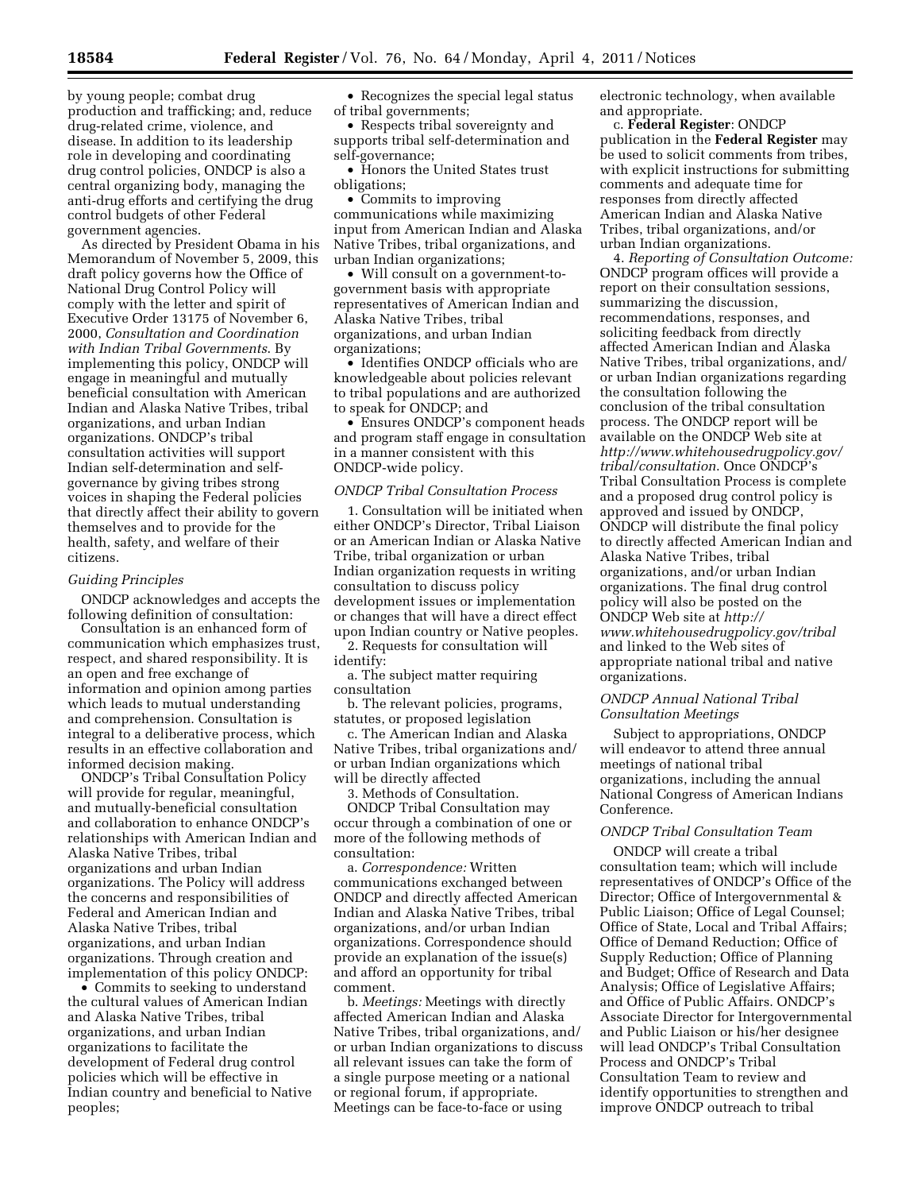by young people; combat drug production and trafficking; and, reduce drug-related crime, violence, and disease. In addition to its leadership role in developing and coordinating drug control policies, ONDCP is also a central organizing body, managing the anti-drug efforts and certifying the drug control budgets of other Federal government agencies.

As directed by President Obama in his Memorandum of November 5, 2009, this draft policy governs how the Office of National Drug Control Policy will comply with the letter and spirit of Executive Order 13175 of November 6, 2000, *Consultation and Coordination with Indian Tribal Governments*. By implementing this policy, ONDCP will engage in meaningful and mutually beneficial consultation with American Indian and Alaska Native Tribes, tribal organizations, and urban Indian organizations. ONDCP's tribal consultation activities will support Indian self-determination and self-governance by giving tribes strong voices in shaping the Federal policies that directly affect their ability to govern themselves and to provide for the health, safety, and welfare of their citizens.

### *Guiding Principles*

ONDCP acknowledges and accepts the following definition of consultation:

Consultation is an enhanced form of communication which emphasizes trust, respect, and shared responsibility. It is an open and free exchange of information and opinion among parties which leads to mutual understanding and comprehension. Consultation is integral to a deliberative process, which results in an effective collaboration and informed decision making.

ONDCP's Tribal Consultation Policy will provide for regular, meaningful, and mutually-beneficial consultation and collaboration to enhance ONDCP's relationships with American Indian and Alaska Native Tribes, tribal organizations and urban Indian organizations. The Policy will address the concerns and responsibilities of Federal and American Indian and Alaska Native Tribes, tribal organizations, and urban Indian organizations. Through creation and implementation of this policy ONDCP:

- Commits to seeking to understand the cultural values of American Indian and Alaska Native Tribes, tribal organizations, and urban Indian organizations to facilitate the development of Federal drug control policies which will be effective in Indian country and beneficial to Native peoples;
- Recognizes the special legal status of tribal governments;
- Respects tribal sovereignty and supports tribal self-determination and self-governance;
- Honors the United States trust obligations;
- Commits to improving communications while maximizing input from American Indian and Alaska Native Tribes, tribal organizations, and urban Indian organizations;
- Will consult on a government-to-government basis with appropriate representatives of American Indian and Alaska Native Tribes, tribal organizations, and urban Indian organizations;
- Identifies ONDCP officials who are knowledgeable about policies relevant to tribal populations and are authorized to speak for ONDCP; and
- Ensures ONDCP's component heads and program staff engage in consultation in a manner consistent with this ONDCP-wide policy.

### *ONDCP Tribal Consultation Process*

1. Consultation will be initiated when either ONDCP's Director, Tribal Liaison or an American Indian or Alaska Native Tribe, tribal organization or urban Indian organization requests in writing consultation to discuss policy development issues or implementation or changes that will have a direct effect upon Indian country or Native peoples.

2. Requests for consultation will identify:

a. The subject matter requiring consultation

b. The relevant policies, programs, statutes, or proposed legislation

c. The American Indian and Alaska Native Tribes, tribal organizations and/or urban Indian organizations which will be directly affected

3. Methods of Consultation.

ONDCP Tribal Consultation may occur through a combination of one or more of the following methods of consultation:

a. *Correspondence:* Written communications exchanged between ONDCP and directly affected American Indian and Alaska Native Tribes, tribal organizations, and/or urban Indian organizations. Correspondence should provide an explanation of the issue(s) and afford an opportunity for tribal comment.

b. *Meetings:* Meetings with directly affected American Indian and Alaska Native Tribes, tribal organizations, and/or urban Indian organizations to discuss all relevant issues can take the form of a single purpose meeting or a national or regional forum, if appropriate. Meetings can be face-to-face or using electronic technology, when available and appropriate.

c. **Federal Register**: ONDCP publication in the **Federal Register** may be used to solicit comments from tribes, with explicit instructions for submitting comments and adequate time for responses from directly affected American Indian and Alaska Native Tribes, tribal organizations, and/or urban Indian organizations.

4. *Reporting of Consultation Outcome:* ONDCP program offices will provide a report on their consultation sessions, summarizing the discussion, recommendations, responses, and soliciting feedback from directly affected American Indian and Alaska Native Tribes, tribal organizations, and/or urban Indian organizations regarding the consultation following the conclusion of the tribal consultation process. The ONDCP report will be available on the ONDCP Web site at *http://www.whitehousedrugpolicy.gov/tribal/consultation*. Once ONDCP's Tribal Consultation Process is complete and a proposed drug control policy is approved and issued by ONDCP, ONDCP will distribute the final policy to directly affected American Indian and Alaska Native Tribes, tribal organizations, and/or urban Indian organizations. The final drug control policy will also be posted on the ONDCP Web site at *http://www.whitehousedrugpolicy.gov/tribal* and linked to the Web sites of appropriate national tribal and native organizations.

### *ONDCP Annual National Tribal Consultation Meetings*

Subject to appropriations, ONDCP will endeavor to attend three annual meetings of national tribal organizations, including the annual National Congress of American Indians Conference.

### *ONDCP Tribal Consultation Team*

ONDCP will create a tribal consultation team; which will include representatives of ONDCP's Office of the Director; Office of Intergovernmental & Public Liaison; Office of Legal Counsel; Office of State, Local and Tribal Affairs; Office of Demand Reduction; Office of Supply Reduction; Office of Planning and Budget; Office of Research and Data Analysis; Office of Legislative Affairs; and Office of Public Affairs. ONDCP's Associate Director for Intergovernmental and Public Liaison or his/her designee will lead ONDCP's Tribal Consultation Process and ONDCP's Tribal Consultation Team to review and identify opportunities to strengthen and improve ONDCP outreach to tribal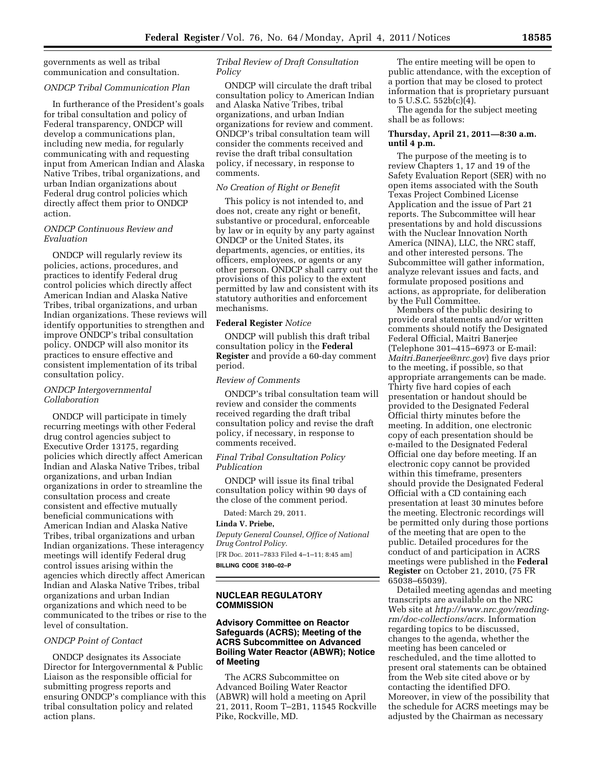governments as well as tribal communication and consultation.

*ONDCP Tribal Communication Plan*

In furtherance of the President's goals for tribal consultation and policy of Federal transparency, ONDCP will develop a communications plan, including new media, for regularly communicating with and requesting input from American Indian and Alaska Native Tribes, tribal organizations, and urban Indian organizations about Federal drug control policies which directly affect them prior to ONDCP action.

*ONDCP Continuous Review and Evaluation*

ONDCP will regularly review its policies, actions, procedures, and practices to identify Federal drug control policies which directly affect American Indian and Alaska Native Tribes, tribal organizations, and urban Indian organizations. These reviews will identify opportunities to strengthen and improve ONDCP's tribal consultation policy. ONDCP will also monitor its practices to ensure effective and consistent implementation of its tribal consultation policy.

*ONDCP Intergovernmental Collaboration*

ONDCP will participate in timely recurring meetings with other Federal drug control agencies subject to Executive Order 13175, regarding policies which directly affect American Indian and Alaska Native Tribes, tribal organizations, and urban Indian organizations in order to streamline the consultation process and create consistent and effective mutually beneficial communications with American Indian and Alaska Native Tribes, tribal organizations and urban Indian organizations. These interagency meetings will identify Federal drug control issues arising within the agencies which directly affect American Indian and Alaska Native Tribes, tribal organizations and urban Indian organizations and which need to be communicated to the tribes or rise to the level of consultation.

*ONDCP Point of Contact*

ONDCP designates its Associate Director for Intergovernmental & Public Liaison as the responsible official for submitting progress reports and ensuring ONDCP's compliance with this tribal consultation policy and related action plans.

*Tribal Review of Draft Consultation Policy*

ONDCP will circulate the draft tribal consultation policy to American Indian and Alaska Native Tribes, tribal organizations, and urban Indian organizations for review and comment. ONDCP's tribal consultation team will consider the comments received and revise the draft tribal consultation policy, if necessary, in response to comments.

*No Creation of Right or Benefit*

This policy is not intended to, and does not, create any right or benefit, substantive or procedural, enforceable by law or in equity by any party against ONDCP or the United States, its departments, agencies, or entities, its officers, employees, or agents or any other person. ONDCP shall carry out the provisions of this policy to the extent permitted by law and consistent with its statutory authorities and enforcement mechanisms.

**Federal Register** *Notice*

ONDCP will publish this draft tribal consultation policy in the **Federal Register** and provide a 60-day comment period.

*Review of Comments*

ONDCP's tribal consultation team will review and consider the comments received regarding the draft tribal consultation policy and revise the draft policy, if necessary, in response to comments received.

*Final Tribal Consultation Policy Publication*

ONDCP will issue its final tribal consultation policy within 90 days of the close of the comment period.

Dated: March 29, 2011.

**Linda V. Priebe,**

*Deputy General Counsel, Office of National Drug Control Policy.*

[FR Doc. 2011–7833 Filed 4–1–11; 8:45 am]

**BILLING CODE 3180–02–P**

## NUCLEAR REGULATORY COMMISSION

### Advisory Committee on Reactor Safeguards (ACRS); Meeting of the ACRS Subcommittee on Advanced Boiling Water Reactor (ABWR); Notice of Meeting

The ACRS Subcommittee on Advanced Boiling Water Reactor (ABWR) will hold a meeting on April 21, 2011, Room T–2B1, 11545 Rockville Pike, Rockville, MD.

The entire meeting will be open to public attendance, with the exception of a portion that may be closed to protect information that is proprietary pursuant to 5 U.S.C. 552b(c)(4).

The agenda for the subject meeting shall be as follows:

**Thursday, April 21, 2011—8:30 a.m. until 4 p.m.**

The purpose of the meeting is to review Chapters 1, 17 and 19 of the Safety Evaluation Report (SER) with no open items associated with the South Texas Project Combined License Application and the issue of Part 21 reports. The Subcommittee will hear presentations by and hold discussions with the Nuclear Innovation North America (NINA), LLC, the NRC staff, and other interested persons. The Subcommittee will gather information, analyze relevant issues and facts, and formulate proposed positions and actions, as appropriate, for deliberation by the Full Committee.

Members of the public desiring to provide oral statements and/or written comments should notify the Designated Federal Official, Maitri Banerjee (Telephone 301–415–6973 or E-mail: *Maitri.Banerjee@nrc.gov*) five days prior to the meeting, if possible, so that appropriate arrangements can be made. Thirty five hard copies of each presentation or handout should be provided to the Designated Federal Official thirty minutes before the meeting. In addition, one electronic copy of each presentation should be e-mailed to the Designated Federal Official one day before meeting. If an electronic copy cannot be provided within this timeframe, presenters should provide the Designated Federal Official with a CD containing each presentation at least 30 minutes before the meeting. Electronic recordings will be permitted only during those portions of the meeting that are open to the public. Detailed procedures for the conduct of and participation in ACRS meetings were published in the **Federal Register** on October 21, 2010, (75 FR 65038–65039).

Detailed meeting agendas and meeting transcripts are available on the NRC Web site at *http://www.nrc.gov/reading-rm/doc-collections/acrs*. Information regarding topics to be discussed, changes to the agenda, whether the meeting has been canceled or rescheduled, and the time allotted to present oral statements can be obtained from the Web site cited above or by contacting the identified DFO. Moreover, in view of the possibility that the schedule for ACRS meetings may be adjusted by the Chairman as necessary